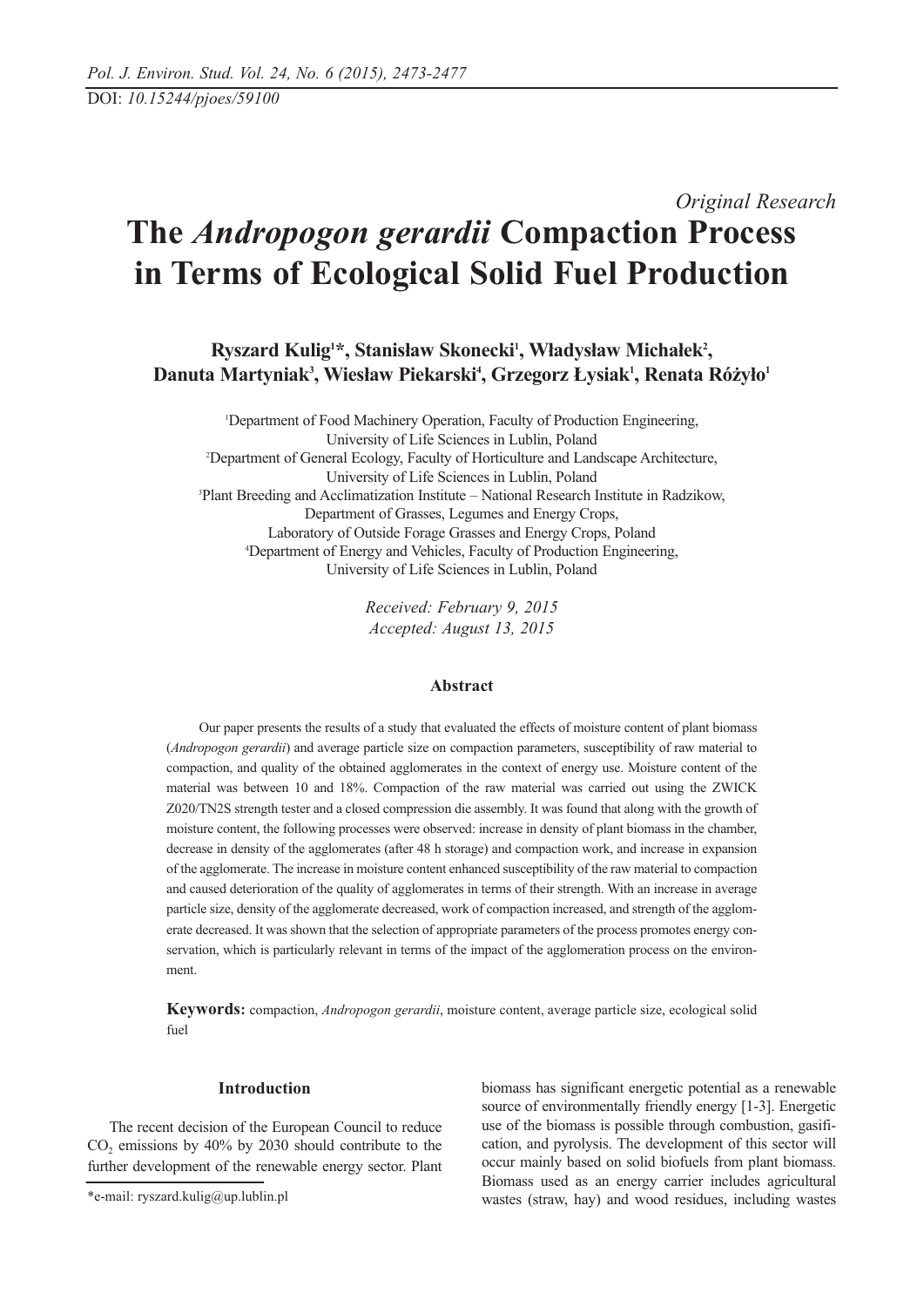DOI: *10.15244/pjoes/59100*

*Original Research*

# The *Andropogon gerardii* Compaction Process in Terms of Ecological Solid Fuel Production

**Ryszard Kulig[1]\*, Stanisław Skonecki[1], Władysław Michałek[2], Danuta Martyniak[3], Wiesław Piekarski[4], Grzegorz Łysiak[1], Renata Różyło[1]**

[1]Department of Food Machinery Operation, Faculty of Production Engineering, University of Life Sciences in Lublin, Poland
[2]Department of General Ecology, Faculty of Horticulture and Landscape Architecture, University of Life Sciences in Lublin, Poland
[3]Plant Breeding and Acclimatization Institute – National Research Institute in Radzikow, Department of Grasses, Legumes and Energy Crops, Laboratory of Outside Forage Grasses and Energy Crops, Poland
[4]Department of Energy and Vehicles, Faculty of Production Engineering, University of Life Sciences in Lublin, Poland

*Received: February 9, 2015*
*Accepted: August 13, 2015*

## Abstract

Our paper presents the results of a study that evaluated the effects of moisture content of plant biomass (*Andropogon gerardii*) and average particle size on compaction parameters, susceptibility of raw material to compaction, and quality of the obtained agglomerates in the context of energy use. Moisture content of the material was between 10 and 18%. Compaction of the raw material was carried out using the ZWICK Z020/TN2S strength tester and a closed compression die assembly. It was found that along with the growth of moisture content, the following processes were observed: increase in density of plant biomass in the chamber, decrease in density of the agglomerates (after 48 h storage) and compaction work, and increase in expansion of the agglomerate. The increase in moisture content enhanced susceptibility of the raw material to compaction and caused deterioration of the quality of agglomerates in terms of their strength. With an increase in average particle size, density of the agglomerate decreased, work of compaction increased, and strength of the agglomerate decreased. It was shown that the selection of appropriate parameters of the process promotes energy conservation, which is particularly relevant in terms of the impact of the agglomeration process on the environment.

**Keywords:** compaction, *Andropogon gerardii*, moisture content, average particle size, ecological solid fuel

## Introduction

The recent decision of the European Council to reduce $CO_2$ emissions by 40% by 2030 should contribute to the further development of the renewable energy sector. Plant biomass has significant energetic potential as a renewable source of environmentally friendly energy [1-3]. Energetic use of the biomass is possible through combustion, gasification, and pyrolysis. The development of this sector will occur mainly based on solid biofuels from plant biomass. Biomass used as an energy carrier includes agricultural wastes (straw, hay) and wood residues, including wastes

*e-mail: ryszard.kulig@up.lublin.pl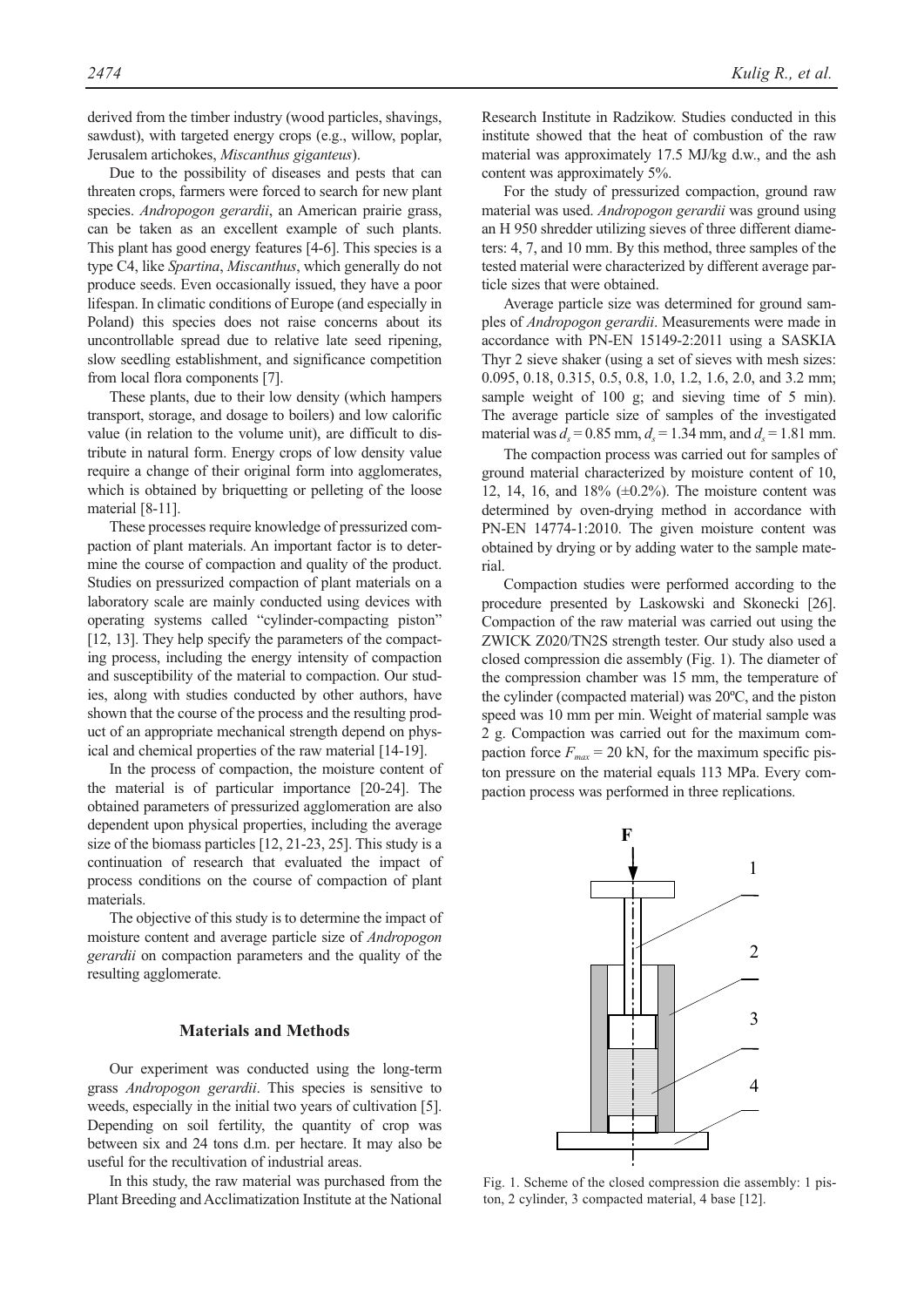derived from the timber industry (wood particles, shavings, sawdust), with targeted energy crops (e.g., willow, poplar, Jerusalem artichokes, *Miscanthus giganteus*).

Due to the possibility of diseases and pests that can threaten crops, farmers were forced to search for new plant species. *Andropogon gerardii*, an American prairie grass, can be taken as an excellent example of such plants. This plant has good energy features [4-6]. This species is a type C4, like *Spartina*, *Miscanthus*, which generally do not produce seeds. Even occasionally issued, they have a poor lifespan. In climatic conditions of Europe (and especially in Poland) this species does not raise concerns about its uncontrollable spread due to relative late seed ripening, slow seedling establishment, and significance competition from local flora components [7].

These plants, due to their low density (which hampers transport, storage, and dosage to boilers) and low calorific value (in relation to the volume unit), are difficult to distribute in natural form. Energy crops of low density value require a change of their original form into agglomerates, which is obtained by briquetting or pelleting of the loose material [8-11].

These processes require knowledge of pressurized compaction of plant materials. An important factor is to determine the course of compaction and quality of the product. Studies on pressurized compaction of plant materials on a laboratory scale are mainly conducted using devices with operating systems called "cylinder-compacting piston" [12, 13]. They help specify the parameters of the compacting process, including the energy intensity of compaction and susceptibility of the material to compaction. Our studies, along with studies conducted by other authors, have shown that the course of the process and the resulting product of an appropriate mechanical strength depend on physical and chemical properties of the raw material [14-19].

In the process of compaction, the moisture content of the material is of particular importance [20-24]. The obtained parameters of pressurized agglomeration are also dependent upon physical properties, including the average size of the biomass particles [12, 21-23, 25]. This study is a continuation of research that evaluated the impact of process conditions on the course of compaction of plant materials.

The objective of this study is to determine the impact of moisture content and average particle size of *Andropogon gerardii* on compaction parameters and the quality of the resulting agglomerate.

## Materials and Methods

Our experiment was conducted using the long-term grass *Andropogon gerardii*. This species is sensitive to weeds, especially in the initial two years of cultivation [5]. Depending on soil fertility, the quantity of crop was between six and 24 tons d.m. per hectare. It may also be useful for the recultivation of industrial areas.

In this study, the raw material was purchased from the Plant Breeding and Acclimatization Institute at the National Research Institute in Radzikow. Studies conducted in this institute showed that the heat of combustion of the raw material was approximately 17.5 MJ/kg d.w., and the ash content was approximately 5%.

For the study of pressurized compaction, ground raw material was used. *Andropogon gerardii* was ground using an H 950 shredder utilizing sieves of three different diameters: 4, 7, and 10 mm. By this method, three samples of the tested material were characterized by different average particle sizes that were obtained.

Average particle size was determined for ground samples of *Andropogon gerardii*. Measurements were made in accordance with PN-EN 15149-2:2011 using a SASKIA Thyr 2 sieve shaker (using a set of sieves with mesh sizes: 0.095, 0.18, 0.315, 0.5, 0.8, 1.0, 1.2, 1.6, 2.0, and 3.2 mm; sample weight of 100 g; and sieving time of 5 min). The average particle size of samples of the investigated material was $d_s = 0.85$ mm, $d_s = 1.34$ mm, and $d_s = 1.81$ mm.

The compaction process was carried out for samples of ground material characterized by moisture content of 10, 12, 14, 16, and 18% (±0.2%). The moisture content was determined by oven-drying method in accordance with PN-EN 14774-1:2010. The given moisture content was obtained by drying or by adding water to the sample material.

Compaction studies were performed according to the procedure presented by Laskowski and Skonecki [26]. Compaction of the raw material was carried out using the ZWICK Z020/TN2S strength tester. Our study also used a closed compression die assembly (Fig. 1). The diameter of the compression chamber was 15 mm, the temperature of the cylinder (compacted material) was 20ºC, and the piston speed was 10 mm per min. Weight of material sample was 2 g. Compaction was carried out for the maximum compaction force $F_{max} = 20$ kN, for the maximum specific piston pressure on the material equals 113 MPa. Every compaction process was performed in three replications.

Fig. 1. Scheme of the closed compression die assembly: 1 piston, 2 cylinder, 3 compacted material, 4 base [12].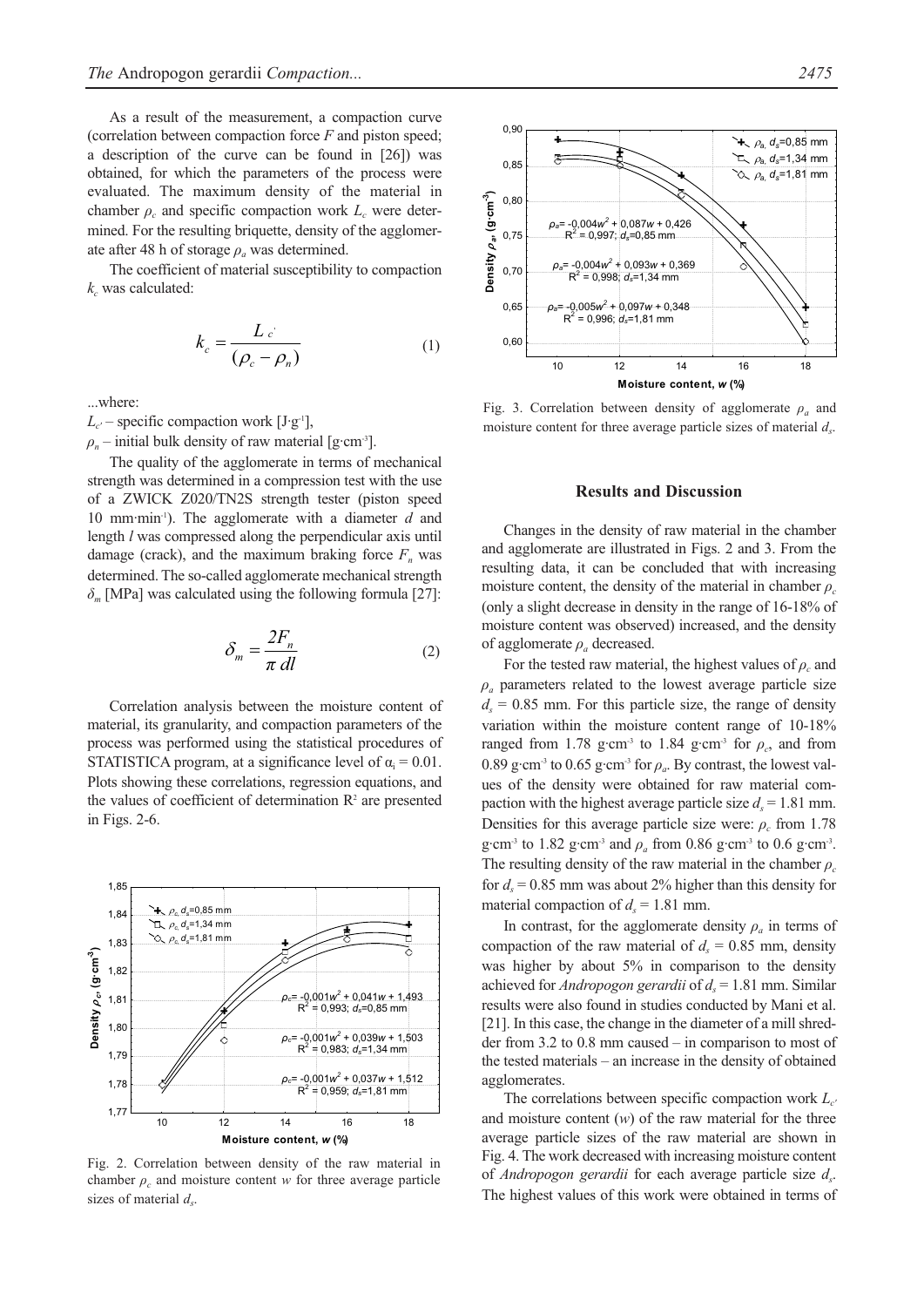As a result of the measurement, a compaction curve (correlation between compaction force $F$ and piston speed; a description of the curve can be found in [26]) was obtained, for which the parameters of the process were evaluated. The maximum density of the material in chamber $\rho_c$ and specific compaction work $L_c$ were determined. For the resulting briquette, density of the agglomerate after 48 h of storage $\rho_a$ was determined.

The coefficient of material susceptibility to compaction $k_c$ was calculated:

$$k_c = \frac{L_{c'}}{(\rho_c - \rho_n)} \tag{1}$$

...where:

$L_{c'}$ – specific compaction work [J·g$^{-1}$],

$\rho_n$ – initial bulk density of raw material [g·cm$^{-3}$].

The quality of the agglomerate in terms of mechanical strength was determined in a compression test with the use of a ZWICK Z020/TN2S strength tester (piston speed 10 mm·min$^{-1}$). The agglomerate with a diameter $d$ and length $l$ was compressed along the perpendicular axis until damage (crack), and the maximum braking force $F_n$ was determined. The so-called agglomerate mechanical strength $\delta_m$ [MPa] was calculated using the following formula [27]:

$$\delta_m = \frac{2F_n}{\pi\, dl} \tag{2}$$

Correlation analysis between the moisture content of material, its granularity, and compaction parameters of the process was performed using the statistical procedures of STATISTICA program, at a significance level of $\alpha_i = 0.01$. Plots showing these correlations, regression equations, and the values of coefficient of determination $R^2$ are presented in Figs. 2-6.

Fig. 2. Correlation between density of the raw material in chamber $\rho_c$ and moisture content $w$ for three average particle sizes of material $d_s$.

Fig. 3. Correlation between density of agglomerate $\rho_a$ and moisture content for three average particle sizes of material $d_s$.

## Results and Discussion

Changes in the density of raw material in the chamber and agglomerate are illustrated in Figs. 2 and 3. From the resulting data, it can be concluded that with increasing moisture content, the density of the material in chamber $\rho_c$ (only a slight decrease in density in the range of 16-18% of moisture content was observed) increased, and the density of agglomerate $\rho_a$ decreased.

For the tested raw material, the highest values of $\rho_c$ and $\rho_a$ parameters related to the lowest average particle size $d_s$ = 0.85 mm. For this particle size, the range of density variation within the moisture content range of 10-18% ranged from 1.78 g·cm$^{-3}$ to 1.84 g·cm$^{-3}$ for $\rho_c$, and from 0.89 g·cm$^{-3}$ to 0.65 g·cm$^{-3}$ for $\rho_a$. By contrast, the lowest values of the density were obtained for raw material compaction with the highest average particle size $d_s$ = 1.81 mm. Densities for this average particle size were: $\rho_c$ from 1.78 g·cm$^{-3}$ to 1.82 g·cm$^{-3}$ and $\rho_a$ from 0.86 g·cm$^{-3}$ to 0.6 g·cm$^{-3}$. The resulting density of the raw material in the chamber $\rho_c$ for $d_s$ = 0.85 mm was about 2% higher than this density for material compaction of $d_s$ = 1.81 mm.

In contrast, for the agglomerate density $\rho_a$ in terms of compaction of the raw material of $d_s$ = 0.85 mm, density was higher by about 5% in comparison to the density achieved for *Andropogon gerardii* of $d_s$ = 1.81 mm. Similar results were also found in studies conducted by Mani et al. [21]. In this case, the change in the diameter of a mill shredder from 3.2 to 0.8 mm caused – in comparison to most of the tested materials – an increase in the density of obtained agglomerates.

The correlations between specific compaction work $L_{c'}$ and moisture content ($w$) of the raw material for the three average particle sizes of the raw material are shown in Fig. 4. The work decreased with increasing moisture content of *Andropogon gerardii* for each average particle size $d_s$. The highest values of this work were obtained in terms of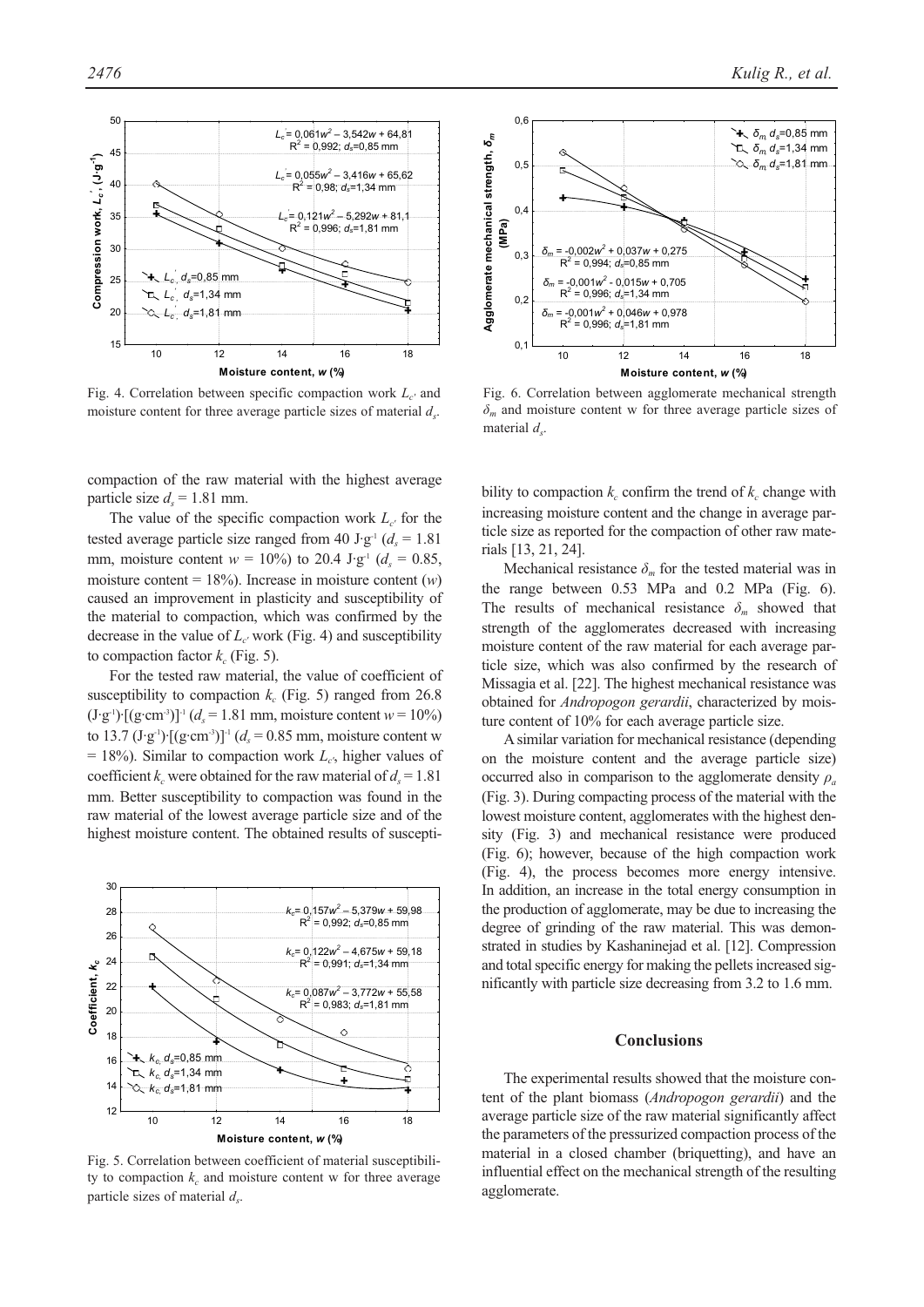Fig. 4. Correlation between specific compaction work $L_{c'}$ and moisture content for three average particle sizes of material $d_s$.

Fig. 6. Correlation between agglomerate mechanical strength $\delta_m$ and moisture content w for three average particle sizes of material $d_s$.

compaction of the raw material with the highest average particle size $d_s = 1.81$ mm.

The value of the specific compaction work $L_{c'}$ for the tested average particle size ranged from 40 J·g$^{-1}$ ($d_s = 1.81$ mm, moisture content $w = 10\%$) to 20.4 J·g$^{-1}$ ($d_s = 0.85$, moisture content = 18%). Increase in moisture content ($w$) caused an improvement in plasticity and susceptibility of the material to compaction, which was confirmed by the decrease in the value of $L_{c'}$ work (Fig. 4) and susceptibility to compaction factor $k_c$ (Fig. 5).

For the tested raw material, the value of coefficient of susceptibility to compaction $k_c$ (Fig. 5) ranged from 26.8 (J·g$^{-1}$)·[(g·cm$^{-3}$)]$^{-1}$ ($d_s = 1.81$ mm, moisture content $w = 10\%$) to 13.7 (J·g$^{-1}$)·[(g·cm$^{-3}$)]$^{-1}$ ($d_s = 0.85$ mm, moisture content w = 18%). Similar to compaction work $L_{c'}$, higher values of coefficient $k_c$ were obtained for the raw material of $d_s = 1.81$ mm. Better susceptibility to compaction was found in the raw material of the lowest average particle size and of the highest moisture content. The obtained results of susceptibility to compaction $k_c$ confirm the trend of $k_c$ change with increasing moisture content and the change in average particle size as reported for the compaction of other raw materials [13, 21, 24].

Fig. 5. Correlation between coefficient of material susceptibility to compaction $k_c$ and moisture content w for three average particle sizes of material $d_s$.

Mechanical resistance $\delta_m$ for the tested material was in the range between 0.53 MPa and 0.2 MPa (Fig. 6). The results of mechanical resistance $\delta_m$ showed that strength of the agglomerates decreased with increasing moisture content of the raw material for each average particle size, which was also confirmed by the research of Missagia et al. [22]. The highest mechanical resistance was obtained for *Andropogon gerardii*, characterized by moisture content of 10% for each average particle size.

A similar variation for mechanical resistance (depending on the moisture content and the average particle size) occurred also in comparison to the agglomerate density $\rho_a$ (Fig. 3). During compacting process of the material with the lowest moisture content, agglomerates with the highest density (Fig. 3) and mechanical resistance were produced (Fig. 6); however, because of the high compaction work (Fig. 4), the process becomes more energy intensive. In addition, an increase in the total energy consumption in the production of agglomerate, may be due to increasing the degree of grinding of the raw material. This was demonstrated in studies by Kashaninejad et al. [12]. Compression and total specific energy for making the pellets increased significantly with particle size decreasing from 3.2 to 1.6 mm.

## Conclusions

The experimental results showed that the moisture content of the plant biomass (*Andropogon gerardii*) and the average particle size of the raw material significantly affect the parameters of the pressurized compaction process of the material in a closed chamber (briquetting), and have an influential effect on the mechanical strength of the resulting agglomerate.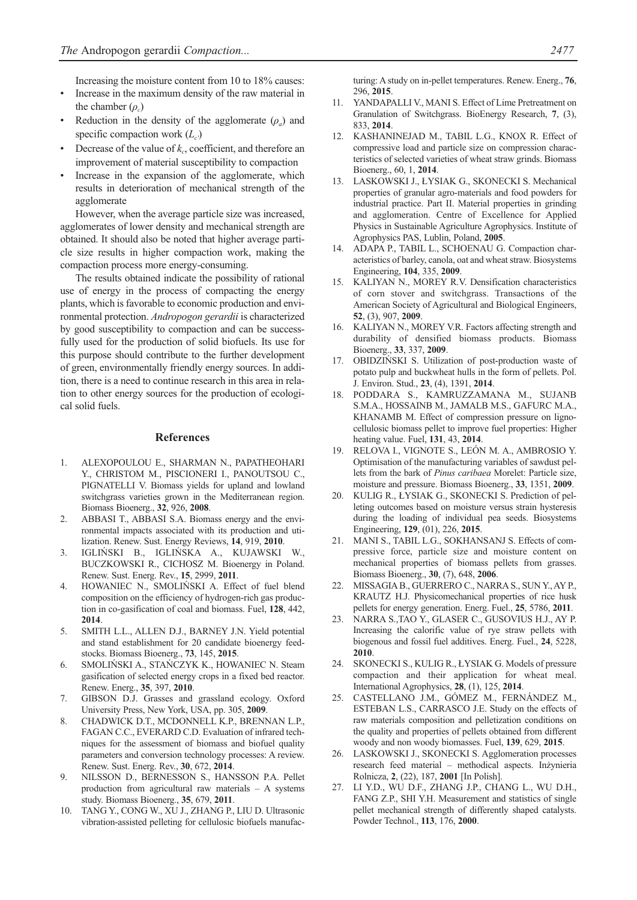Increasing the moisture content from 10 to 18% causes:

- Increase in the maximum density of the raw material in the chamber ($\rho_c$)
- Reduction in the density of the agglomerate ($\rho_a$) and specific compaction work ($L_c$)
- Decrease of the value of $k_c$, coefficient, and therefore an improvement of material susceptibility to compaction
- Increase in the expansion of the agglomerate, which results in deterioration of mechanical strength of the agglomerate

However, when the average particle size was increased, agglomerates of lower density and mechanical strength are obtained. It should also be noted that higher average particle size results in higher compaction work, making the compaction process more energy-consuming.

The results obtained indicate the possibility of rational use of energy in the process of compacting the energy plants, which is favorable to economic production and environmental protection. *Andropogon gerardii* is characterized by good susceptibility to compaction and can be successfully used for the production of solid biofuels. Its use for this purpose should contribute to the further development of green, environmentally friendly energy sources. In addition, there is a need to continue research in this area in relation to other energy sources for the production of ecological solid fuels.

## References

1. ALEXOPOULOU E., SHARMAN N., PAPATHEOHARI Y., CHRISTOM M., PISCIONERI I., PANOUTSOU C., PIGNATELLI V. Biomass yields for upland and lowland switchgrass varieties grown in the Mediterranean region. Biomass Bioenerg., **32**, 926, **2008**.
2. ABBASI T., ABBASI S.A. Biomass energy and the environmental impacts associated with its production and utilization. Renew. Sust. Energy Reviews, **14**, 919, **2010**.
3. IGLIŃSKI B., IGLIŃSKA A., KUJAWSKI W., BUCZKOWSKI R., CICHOSZ M. Bioenergy in Poland. Renew. Sust. Energ. Rev., **15**, 2999, **2011**.
4. HOWANIEC N., SMOLIŃSKI A. Effect of fuel blend composition on the efficiency of hydrogen-rich gas production in co-gasification of coal and biomass. Fuel, **128**, 442, **2014**.
5. SMITH L.L., ALLEN D.J., BARNEY J.N. Yield potential and stand establishment for 20 candidate bioenergy feedstocks. Biomass Bioenerg., **73**, 145, **2015**.
6. SMOLIŃSKI A., STAŃCZYK K., HOWANIEC N. Steam gasification of selected energy crops in a fixed bed reactor. Renew. Energ., **35**, 397, **2010**.
7. GIBSON D.J. Grasses and grassland ecology. Oxford University Press, New York, USA, pp. 305, **2009**.
8. CHADWICK D.T., MCDONNELL K.P., BRENNAN L.P., FAGAN C.C., EVERARD C.D. Evaluation of infrared techniques for the assessment of biomass and biofuel quality parameters and conversion technology processes: A review. Renew. Sust. Energ. Rev., **30**, 672, **2014**.
9. NILSSON D., BERNESSON S., HANSSON P.A. Pellet production from agricultural raw materials – A systems study. Biomass Bioenerg., **35**, 679, **2011**.
10. TANG Y., CONG W., XU J., ZHANG P., LIU D. Ultrasonic vibration-assisted pelleting for cellulosic biofuels manufacturing: A study on in-pellet temperatures. Renew. Energ., **76**, 296, **2015**.
11. YANDAPALLI V., MANI S. Effect of Lime Pretreatment on Granulation of Switchgrass. BioEnergy Research, **7**, (3), 833, **2014**.
12. KASHANINEJAD M., TABIL L.G., KNOX R. Effect of compressive load and particle size on compression characteristics of selected varieties of wheat straw grinds. Biomass Bioenerg., 60, 1, **2014**.
13. LASKOWSKI J., ŁYSIAK G., SKONECKI S. Mechanical properties of granular agro-materials and food powders for industrial practice. Part II. Material properties in grinding and agglomeration. Centre of Excellence for Applied Physics in Sustainable Agriculture Agrophysics. Institute of Agrophysics PAS, Lublin, Poland, **2005**.
14. ADAPA P., TABIL L., SCHOENAU G. Compaction characteristics of barley, canola, oat and wheat straw. Biosystems Engineering, **104**, 335, **2009**.
15. KALIYAN N., MOREY R.V. Densification characteristics of corn stover and switchgrass. Transactions of the American Society of Agricultural and Biological Engineers, **52**, (3), 907, **2009**.
16. KALIYAN N., MOREY V.R. Factors affecting strength and durability of densified biomass products. Biomass Bioenerg., **33**, 337, **2009**.
17. OBIDZIŃSKI S. Utilization of post-production waste of potato pulp and buckwheat hulls in the form of pellets. Pol. J. Environ. Stud., **23**, (4), 1391, **2014**.
18. PODDARA S., KAMRUZZAMANA M., SUJANB S.M.A., HOSSAINB M., JAMALB M.S., GAFURC M.A., KHANAMB M. Effect of compression pressure on lignocellulosic biomass pellet to improve fuel properties: Higher heating value. Fuel, **131**, 43, **2014**.
19. RELOVA I., VIGNOTE S., LEÓN M. A., AMBROSIO Y. Optimisation of the manufacturing variables of sawdust pellets from the bark of *Pinus caribaea* Morelet: Particle size, moisture and pressure. Biomass Bioenerg., **33**, 1351, **2009**.
20. KULIG R., ŁYSIAK G., SKONECKI S. Prediction of pelleting outcomes based on moisture versus strain hysteresis during the loading of individual pea seeds. Biosystems Engineering, **129**, (01), 226, **2015**.
21. MANI S., TABIL L.G., SOKHANSANJ S. Effects of compressive force, particle size and moisture content on mechanical properties of biomass pellets from grasses. Biomass Bioenerg., **30**, (7), 648, **2006**.
22. MISSAGIA B., GUERRERO C., NARRA S., SUN Y., AY P., KRAUTZ H.J. Physicomechanical properties of rice husk pellets for energy generation. Energ. Fuel., **25**, 5786, **2011**.
23. NARRA S.,TAO Y., GLASER C., GUSOVIUS H.J., AY P. Increasing the calorific value of rye straw pellets with biogenous and fossil fuel additives. Energ. Fuel., **24**, 5228, **2010**.
24. SKONECKI S., KULIG R., ŁYSIAK G. Models of pressure compaction and their application for wheat meal. International Agrophysics, **28**, (1), 125, **2014**.
25. CASTELLANO J.M., GÓMEZ M., FERNÁNDEZ M., ESTEBAN L.S., CARRASCO J.E. Study on the effects of raw materials composition and pelletization conditions on the quality and properties of pellets obtained from different woody and non woody biomasses. Fuel, **139**, 629, **2015**.
26. LASKOWSKI J., SKONECKI S. Agglomeration processes research feed material – methodical aspects. Inżynieria Rolnicza, **2**, (22), 187, **2001** [In Polish].
27. LI Y.D., WU D.F., ZHANG J.P., CHANG L., WU D.H., FANG Z.P., SHI Y.H. Measurement and statistics of single pellet mechanical strength of differently shaped catalysts. Powder Technol., **113**, 176, **2000**.